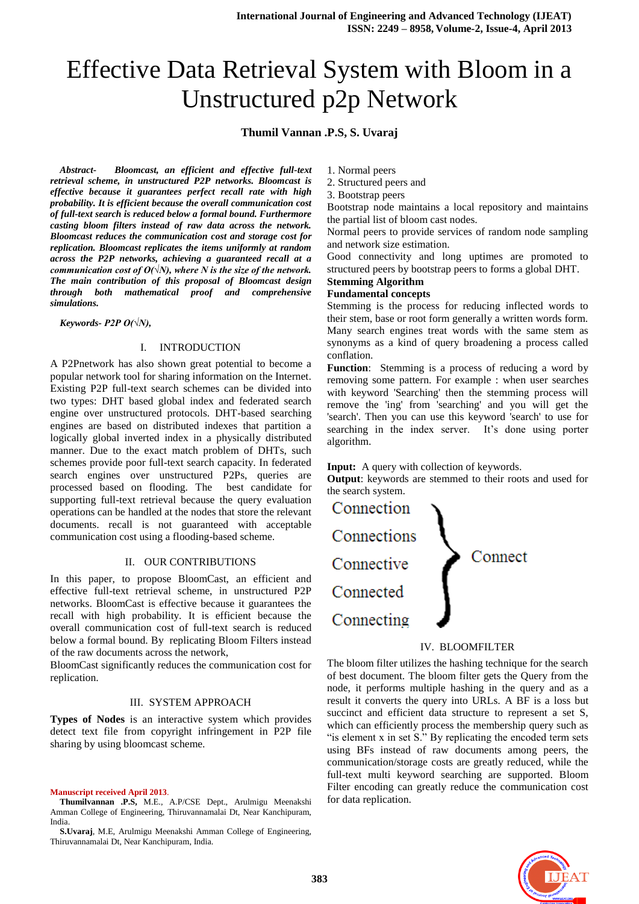# Effective Data Retrieval System with Bloom in a Unstructured p2p Network

**Thumil Vannan .P.S, S. Uvaraj**

***Abstract-*** ***Bloomcast, an efficient and effective full-text retrieval scheme, in unstructured P2P networks. Bloomcast is effective because it guarantees perfect recall rate with high probability. It is efficient because the overall communication cost of full-text search is reduced below a formal bound. Furthermore casting bloom filters instead of raw data across the network. Bloomcast reduces the communication cost and storage cost for replication. Bloomcast replicates the items uniformly at random across the P2P networks, achieving a guaranteed recall at a communication cost of O(√N), where N is the size of the network. The main contribution of this proposal of Bloomcast design through both mathematical proof and comprehensive simulations.***

***Keywords- P2P O(√N),***

## I. INTRODUCTION

A P2Pnetwork has also shown great potential to become a popular network tool for sharing information on the Internet. Existing P2P full-text search schemes can be divided into two types: DHT based global index and federated search engine over unstructured protocols. DHT-based searching engines are based on distributed indexes that partition a logically global inverted index in a physically distributed manner. Due to the exact match problem of DHTs, such schemes provide poor full-text search capacity. In federated search engines over unstructured P2Ps, queries are processed based on flooding. The best candidate for supporting full-text retrieval because the query evaluation operations can be handled at the nodes that store the relevant documents. recall is not guaranteed with acceptable communication cost using a flooding-based scheme.

## II. OUR CONTRIBUTIONS

In this paper, to propose BloomCast, an efficient and effective full-text retrieval scheme, in unstructured P2P networks. BloomCast is effective because it guarantees the recall with high probability. It is efficient because the overall communication cost of full-text search is reduced below a formal bound. By replicating Bloom Filters instead of the raw documents across the network,

BloomCast significantly reduces the communication cost for replication.

## III. SYSTEM APPROACH

**Types of Nodes** is an interactive system which provides detect text file from copyright infringement in P2P file sharing by using bloomcast scheme.

1. Normal peers
2. Structured peers and
3. Bootstrap peers

Bootstrap node maintains a local repository and maintains the partial list of bloom cast nodes.

Normal peers to provide services of random node sampling and network size estimation.

Good connectivity and long uptimes are promoted to structured peers by bootstrap peers to forms a global DHT.

**Stemming Algorithm**

**Fundamental concepts**

Stemming is the process for reducing inflected words to their stem, base or root form generally a written words form. Many search engines treat words with the same stem as synonyms as a kind of query broadening a process called conflation.

**Function**: Stemming is a process of reducing a word by removing some pattern. For example : when user searches with keyword 'Searching' then the stemming process will remove the 'ing' from 'searching' and you will get the 'search'. Then you can use this keyword 'search' to use for searching in the index server. It's done using porter algorithm.

**Input:** A query with collection of keywords.

**Output**: keywords are stemmed to their roots and used for the search system.

Connection
Connections
Connective
Connected
Connecting
} Connect

## IV. BLOOMFILTER

The bloom filter utilizes the hashing technique for the search of best document. The bloom filter gets the Query from the node, it performs multiple hashing in the query and as a result it converts the query into URLs. A BF is a loss but succinct and efficient data structure to represent a set S, which can efficiently process the membership query such as "is element x in set S." By replicating the encoded term sets using BFs instead of raw documents among peers, the communication/storage costs are greatly reduced, while the full-text multi keyword searching are supported. Bloom Filter encoding can greatly reduce the communication cost for data replication.

---

Manuscript received April 2013.

**Thumilvannan .P.S,** M.E., A.P/CSE Dept., Arulmigu Meenakshi Amman College of Engineering, Thiruvannamalai Dt, Near Kanchipuram, India.

**S.Uvaraj**, M.E, Arulmigu Meenakshi Amman College of Engineering, Thiruvannamalai Dt, Near Kanchipuram, India.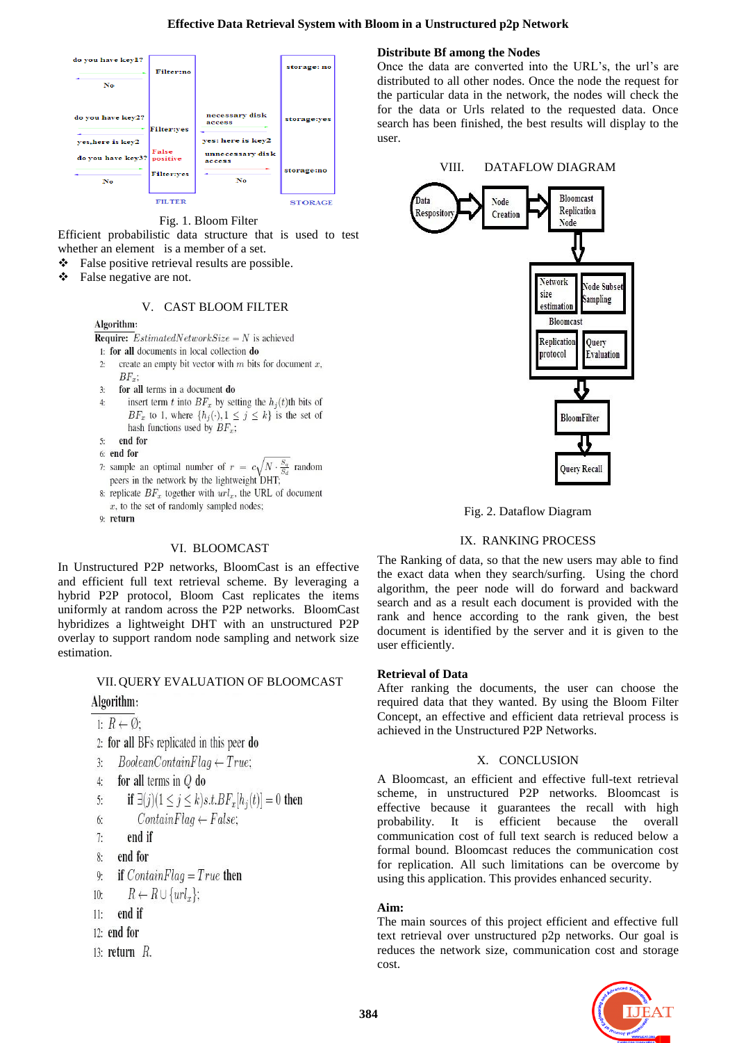Fig. 1. Bloom Filter

Efficient probabilistic data structure that is used to test whether an element is a member of a set.

- False positive retrieval results are possible.
- False negative are not.

## V. CAST BLOOM FILTER

**Algorithm:**

**Require:** $EstimatedNetworkSize = N$ is achieved

1: **for all** documents in local collection **do**

2: create an empty bit vector with $m$ bits for document $x$, $BF_x$;

3: **for all** terms in a document **do**

4: insert term $t$ into $BF_x$ by setting the $h_j(t)$th bits of $BF_x$ to 1, where $\{h_j(\cdot), 1 \leq j \leq k\}$ is the set of hash functions used by $BF_x$;

5: **end for**

6: **end for**

7: sample an optimal number of $r = c\sqrt{N \cdot \frac{S_q}{S_d}}$ random peers in the network by the lightweight DHT;

8: replicate $BF_x$ together with $url_x$, the URL of document $x$, to the set of randomly sampled nodes;

9: **return**

## VI. BLOOMCAST

In Unstructured P2P networks, BloomCast is an effective and efficient full text retrieval scheme. By leveraging a hybrid P2P protocol, Bloom Cast replicates the items uniformly at random across the P2P networks. BloomCast hybridizes a lightweight DHT with an unstructured P2P overlay to support random node sampling and network size estimation.

## VII. QUERY EVALUATION OF BLOOMCAST

**Algorithm:**

1: $R \leftarrow \emptyset$;

2: **for all** BFs replicated in this peer **do**

3: $BooleanContainFlag \leftarrow True$;

4: **for all** terms in $Q$ **do**

5: **if** $\exists(j)(1 \leq j \leq k)s.t.BF_x[h_j(t)] = 0$ **then**

6: $ContainFlag \leftarrow False$;

7: **end if**

8: **end for**

9: **if** $ContainFlag = True$ **then**

10: $R \leftarrow R \cup \{url_x\}$;

11: **end if**

12: **end for**

13: **return** $R$.

**Distribute Bf among the Nodes**

Once the data are converted into the URL's, the url's are distributed to all other nodes. Once the node the request for the particular data in the network, the nodes will check the for the data or Urls related to the requested data. Once search has been finished, the best results will display to the user.

## VIII. DATAFLOW DIAGRAM

Fig. 2. Dataflow Diagram

## IX. RANKING PROCESS

The Ranking of data, so that the new users may able to find the exact data when they search/surfing. Using the chord algorithm, the peer node will do forward and backward search and as a result each document is provided with the rank and hence according to the rank given, the best document is identified by the server and it is given to the user efficiently.

**Retrieval of Data**

After ranking the documents, the user can choose the required data that they wanted. By using the Bloom Filter Concept, an effective and efficient data retrieval process is achieved in the Unstructured P2P Networks.

## X. CONCLUSION

A Bloomcast, an efficient and effective full-text retrieval scheme, in unstructured P2P networks. Bloomcast is effective because it guarantees the recall with high probability. It is efficient because the overall communication cost of full text search is reduced below a formal bound. Bloomcast reduces the communication cost for replication. All such limitations can be overcome by using this application. This provides enhanced security.

**Aim:**

The main sources of this project efficient and effective full text retrieval over unstructured p2p networks. Our goal is reduces the network size, communication cost and storage cost.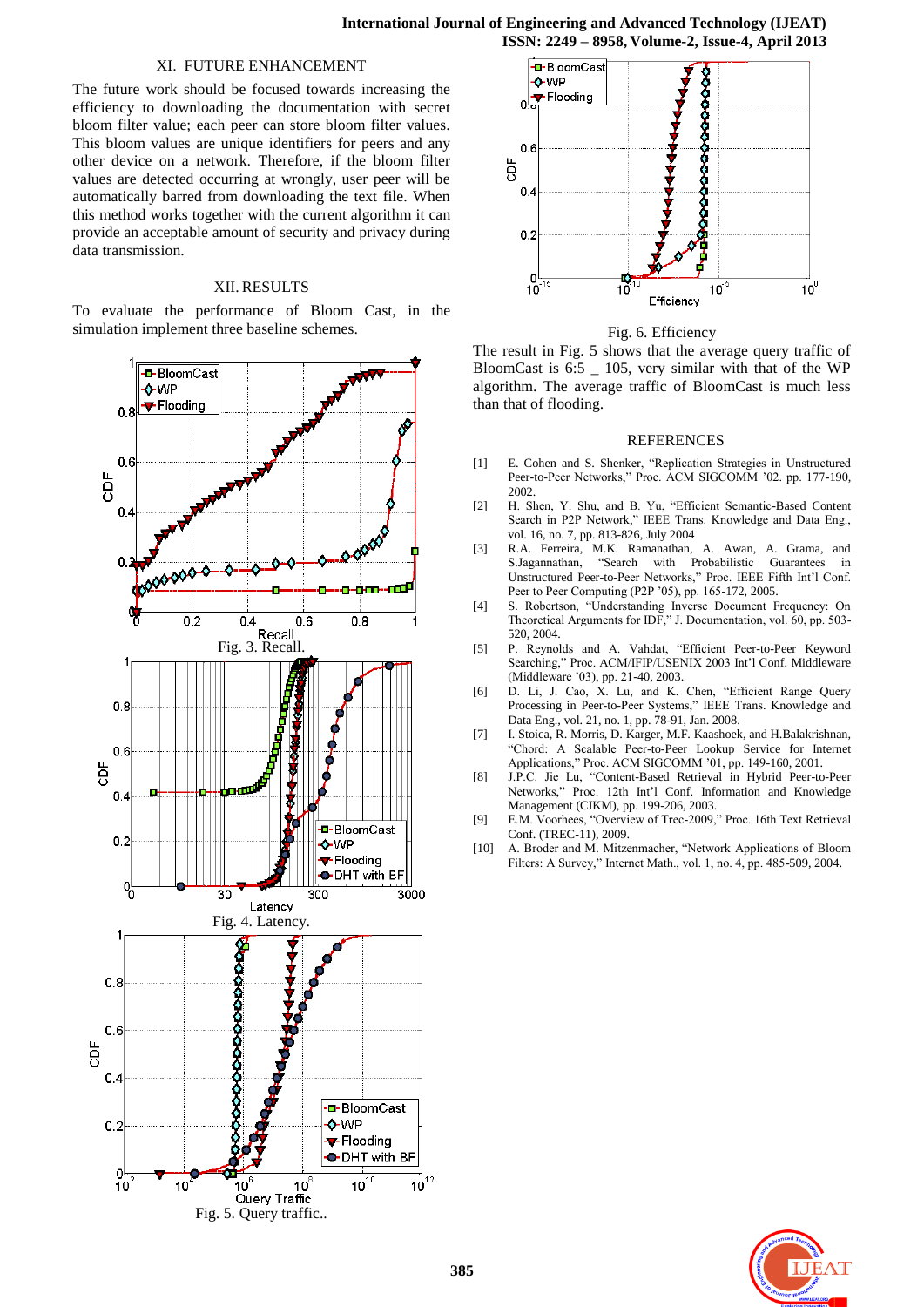## XI. FUTURE ENHANCEMENT

The future work should be focused towards increasing the efficiency to downloading the documentation with secret bloom filter value; each peer can store bloom filter values. This bloom values are unique identifiers for peers and any other device on a network. Therefore, if the bloom filter values are detected occurring at wrongly, user peer will be automatically barred from downloading the text file. When this method works together with the current algorithm it can provide an acceptable amount of security and privacy during data transmission.

## XII. RESULTS

To evaluate the performance of Bloom Cast, in the simulation implement three baseline schemes.

BloomCast
WP
Flooding
CDF
0
0.2
0.4
0.6
0.8
1
Recall

Fig. 3. Recall.

BloomCast
WP
Flooding
DHT with BF
CDF
0
30
300
3000
Latency

Fig. 4. Latency.

BloomCast
WP
Flooding
DHT with BF
CDF
$10^2$
$10^4$
$10^6$
$10^8$
$10^{10}$
$10^{12}$
Query Traffic

Fig. 5. Query traffic..

BloomCast
WP
Flooding
CDF
$10^{-15}$
$10^{-10}$
$10^{-5}$
$10^0$
Efficiency

Fig. 6. Efficiency

The result in Fig. 5 shows that the average query traffic of BloomCast is 6:5 _ 105, very similar with that of the WP algorithm. The average traffic of BloomCast is much less than that of flooding.

## REFERENCES

[1] E. Cohen and S. Shenker, "Replication Strategies in Unstructured Peer-to-Peer Networks," Proc. ACM SIGCOMM '02. pp. 177-190, 2002.

[2] H. Shen, Y. Shu, and B. Yu, "Efficient Semantic-Based Content Search in P2P Network," IEEE Trans. Knowledge and Data Eng., vol. 16, no. 7, pp. 813-826, July 2004

[3] R.A. Ferreira, M.K. Ramanathan, A. Awan, A. Grama, and S.Jagannathan, "Search with Probabilistic Guarantees in Unstructured Peer-to-Peer Networks," Proc. IEEE Fifth Int'l Conf. Peer to Peer Computing (P2P '05), pp. 165-172, 2005.

[4] S. Robertson, "Understanding Inverse Document Frequency: On Theoretical Arguments for IDF," J. Documentation, vol. 60, pp. 503-520, 2004.

[5] P. Reynolds and A. Vahdat, "Efficient Peer-to-Peer Keyword Searching," Proc. ACM/IFIP/USENIX 2003 Int'l Conf. Middleware (Middleware '03), pp. 21-40, 2003.

[6] D. Li, J. Cao, X. Lu, and K. Chen, "Efficient Range Query Processing in Peer-to-Peer Systems," IEEE Trans. Knowledge and Data Eng., vol. 21, no. 1, pp. 78-91, Jan. 2008.

[7] I. Stoica, R. Morris, D. Karger, M.F. Kaashoek, and H.Balakrishnan, "Chord: A Scalable Peer-to-Peer Lookup Service for Internet Applications," Proc. ACM SIGCOMM '01, pp. 149-160, 2001.

[8] J.P.C. Jie Lu, "Content-Based Retrieval in Hybrid Peer-to-Peer Networks," Proc. 12th Int'l Conf. Information and Knowledge Management (CIKM), pp. 199-206, 2003.

[9] E.M. Voorhees, "Overview of Trec-2009," Proc. 16th Text Retrieval Conf. (TREC-11), 2009.

[10] A. Broder and M. Mitzenmacher, "Network Applications of Bloom Filters: A Survey," Internet Math., vol. 1, no. 4, pp. 485-509, 2004.